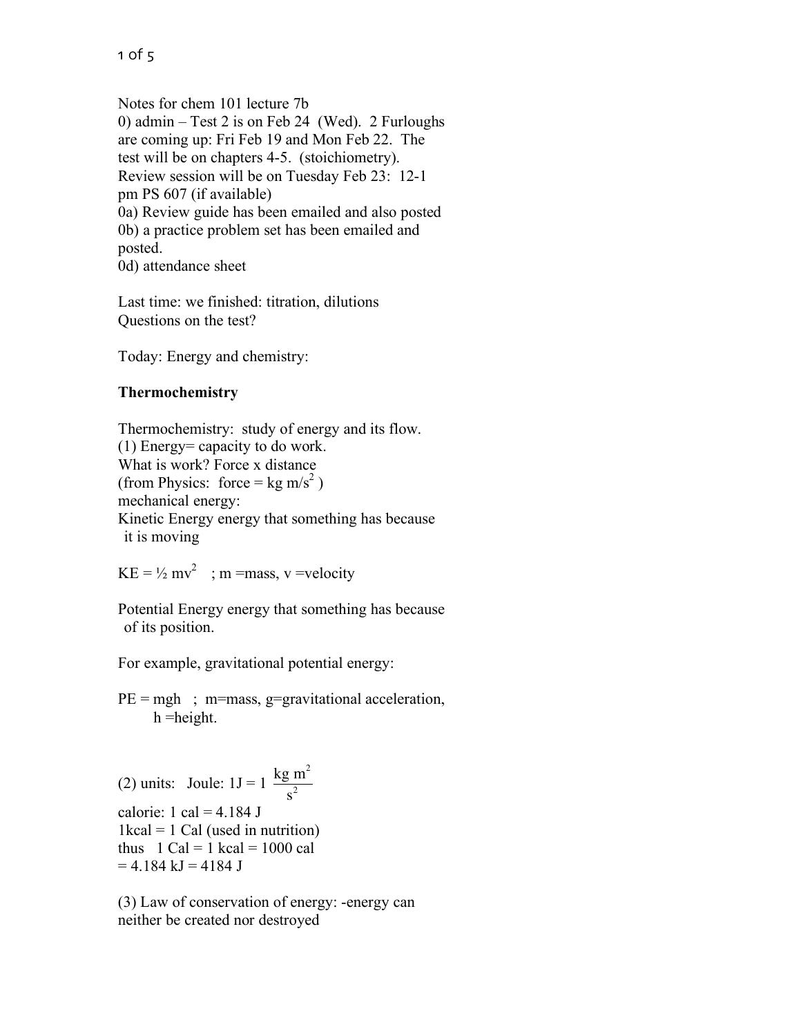Notes for chem 101 lecture 7b

0) admin – Test 2 is on Feb 24 (Wed). 2 Furloughs are coming up: Fri Feb 19 and Mon Feb 22. The test will be on chapters 4-5. (stoichiometry). Review session will be on Tuesday Feb 23: 12-1 pm PS 607 (if available)

0a) Review guide has been emailed and also posted

0b) a practice problem set has been emailed and posted.

0d) attendance sheet

Last time: we finished: titration, dilutions

Questions on the test?

Today: Energy and chemistry:

**Thermochemistry**

Thermochemistry: study of energy and its flow.

(1) Energy= capacity to do work.

What is work? Force x distance

(from Physics: force = $kg\ m/s^2$ )

mechanical energy:

Kinetic Energy energy that something has because it is moving

$KE = \frac{1}{2} mv^2$ ; m =mass, v =velocity

Potential Energy energy that something has because of its position.

For example, gravitational potential energy:

$PE = mgh$ ; m=mass, g=gravitational acceleration, h =height.

(2) units: Joule: $1J = 1 \frac{kg\ m^2}{s^2}$

calorie: 1 cal = 4.184 J

1kcal = 1 Cal (used in nutrition)

thus 1 Cal = 1 kcal = 1000 cal = 4.184 kJ = 4184 J

(3) Law of conservation of energy: -energy can neither be created nor destroyed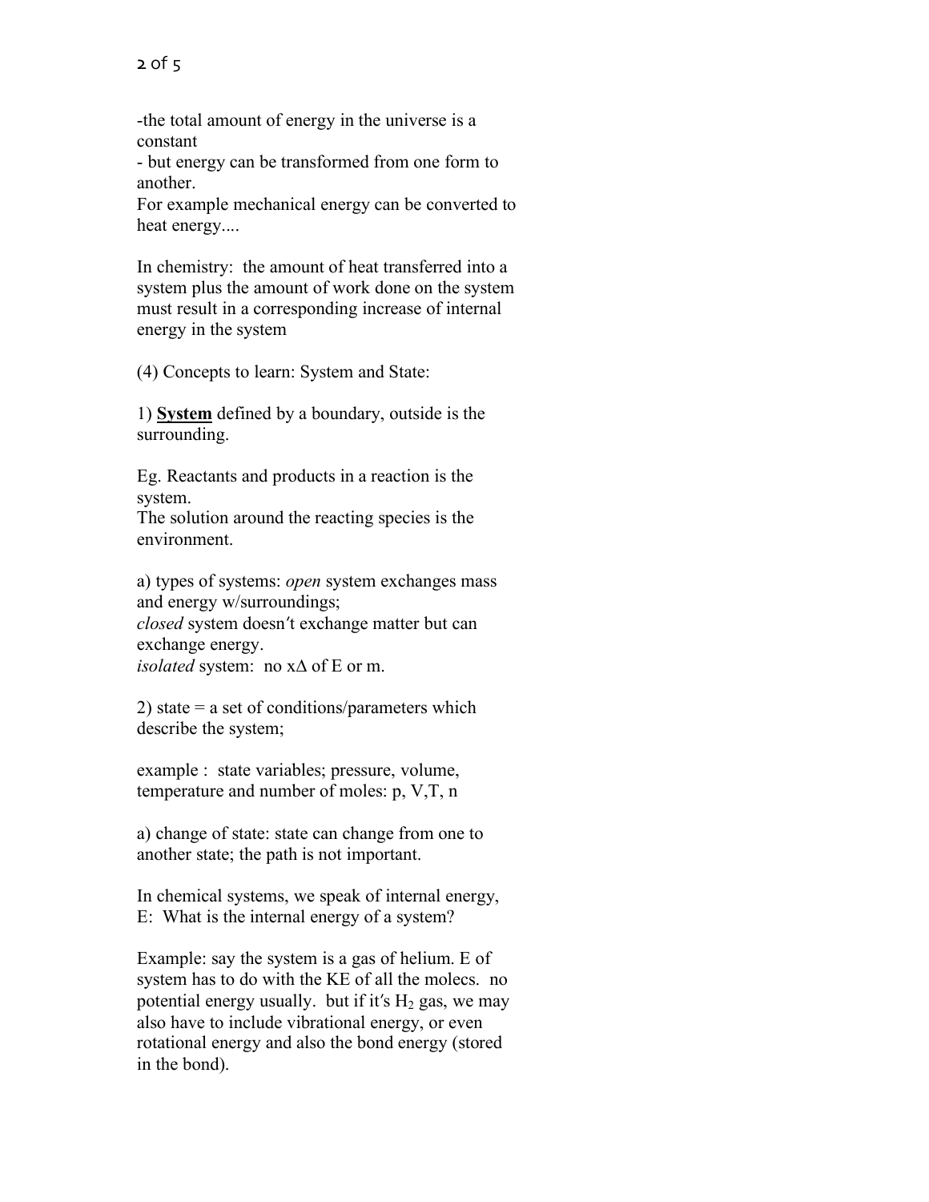-the total amount of energy in the universe is a constant

- but energy can be transformed from one form to another.

For example mechanical energy can be converted to heat energy....

In chemistry: the amount of heat transferred into a system plus the amount of work done on the system must result in a corresponding increase of internal energy in the system

(4) Concepts to learn: System and State:

1) **<u>System</u>** defined by a boundary, outside is the surrounding.

Eg. Reactants and products in a reaction is the system.
The solution around the reacting species is the environment.

a) types of systems: *open* system exchanges mass and energy w/surroundings;
*closed* system doesn't exchange matter but can exchange energy.
*isolated* system: no x$\Delta$ of E or m.

2) state = a set of conditions/parameters which describe the system;

example : state variables; pressure, volume, temperature and number of moles: p, V,T, n

a) change of state: state can change from one to another state; the path is not important.

In chemical systems, we speak of internal energy, E: What is the internal energy of a system?

Example: say the system is a gas of helium. E of system has to do with the KE of all the molecs. no potential energy usually. but if it's $H_2$ gas, we may also have to include vibrational energy, or even rotational energy and also the bond energy (stored in the bond).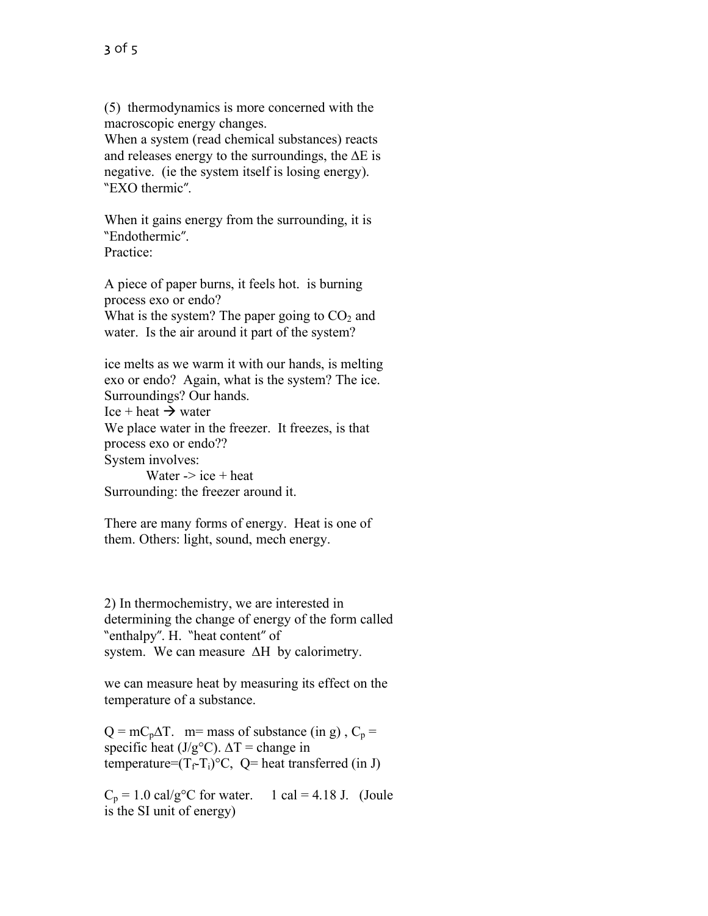(5) thermodynamics is more concerned with the macroscopic energy changes.
When a system (read chemical substances) reacts and releases energy to the surroundings, the $\Delta E$ is negative. (ie the system itself is losing energy). "EXO thermic".

When it gains energy from the surrounding, it is "Endothermic".
Practice:

A piece of paper burns, it feels hot. is burning process exo or endo?
What is the system? The paper going to $CO_2$ and water. Is the air around it part of the system?

ice melts as we warm it with our hands, is melting exo or endo? Again, what is the system? The ice. Surroundings? Our hands.
Ice + heat $\rightarrow$ water
We place water in the freezer. It freezes, is that process exo or endo??
System involves:
    Water -> ice + heat
Surrounding: the freezer around it.

There are many forms of energy. Heat is one of them. Others: light, sound, mech energy.

2) In thermochemistry, we are interested in determining the change of energy of the form called "enthalpy". H. "heat content" of system. We can measure $\Delta H$ by calorimetry.

we can measure heat by measuring its effect on the temperature of a substance.

$Q = mC_p\Delta T$. m= mass of substance (in g), $C_p$ = specific heat (J/g°C). $\Delta T$ = change in temperature=$(T_f-T_i)$°C, Q= heat transferred (in J)

$C_p$ = 1.0 cal/g°C for water. 1 cal = 4.18 J. (Joule is the SI unit of energy)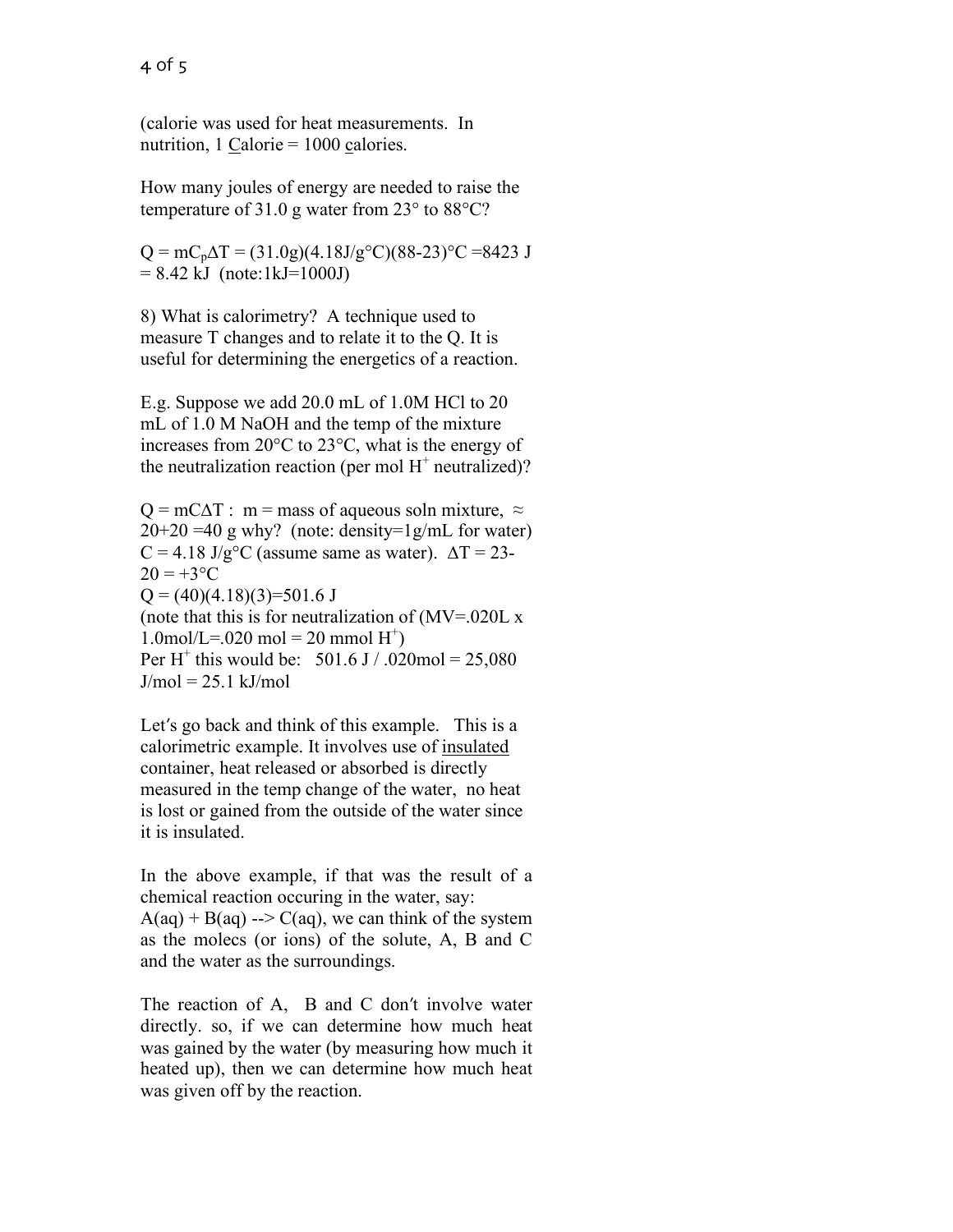(calorie was used for heat measurements. In nutrition, 1 <u>C</u>alorie = 1000 <u>c</u>alories.

How many joules of energy are needed to raise the temperature of 31.0 g water from 23° to 88°C?

$Q = mC_p\Delta T$ = (31.0g)(4.18J/g°C)(88-23)°C =8423 J = 8.42 kJ (note:1kJ=1000J)

8) What is calorimetry? A technique used to measure T changes and to relate it to the Q. It is useful for determining the energetics of a reaction.

E.g. Suppose we add 20.0 mL of 1.0M HCl to 20 mL of 1.0 M NaOH and the temp of the mixture increases from 20°C to 23°C, what is the energy of the neutralization reaction (per mol $H^+$ neutralized)?

$Q = mC\Delta T$ : m = mass of aqueous soln mixture, ≈ 20+20 =40 g why? (note: density=1g/mL for water)
C = 4.18 J/g°C (assume same as water). $\Delta T$ = 23-20 = +3°C
Q = (40)(4.18)(3)=501.6 J
(note that this is for neutralization of (MV=.020L x 1.0mol/L=.020 mol = 20 mmol $H^+$)
Per $H^+$ this would be: 501.6 J / .020mol = 25,080 J/mol = 25.1 kJ/mol

Let′s go back and think of this example. This is a calorimetric example. It involves use of <u>insulated</u> container, heat released or absorbed is directly measured in the temp change of the water, no heat is lost or gained from the outside of the water since it is insulated.

In the above example, if that was the result of a chemical reaction occuring in the water, say:
A(aq) + B(aq) --> C(aq), we can think of the system as the molecs (or ions) of the solute, A, B and C and the water as the surroundings.

The reaction of A, B and C don′t involve water directly. so, if we can determine how much heat was gained by the water (by measuring how much it heated up), then we can determine how much heat was given off by the reaction.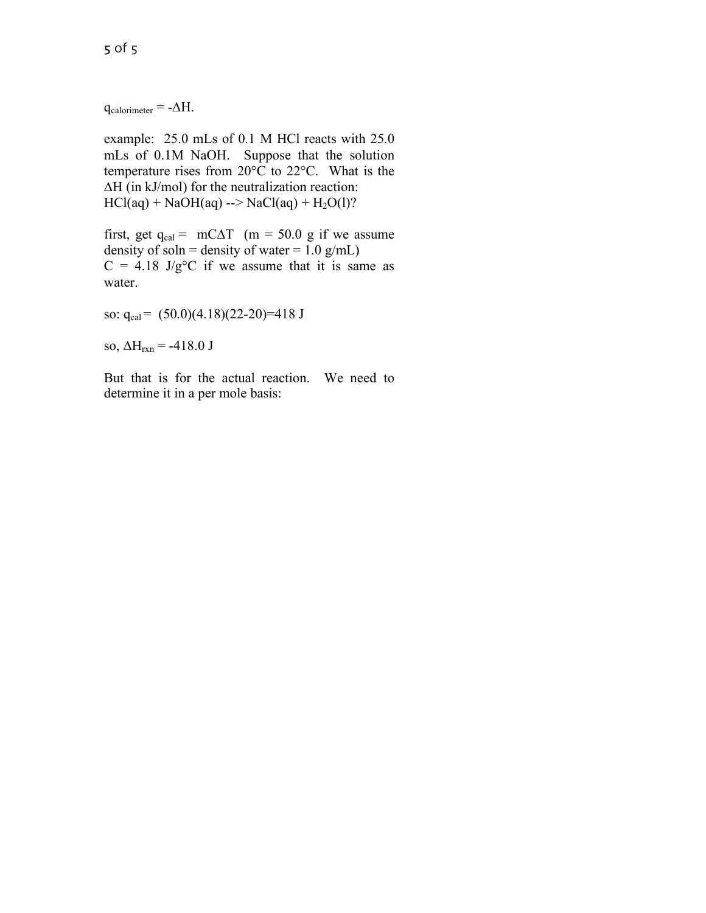$q_{calorimeter} = -\Delta H$.

example: 25.0 mLs of 0.1 M HCl reacts with 25.0 mLs of 0.1M NaOH. Suppose that the solution temperature rises from 20°C to 22°C. What is the $\Delta H$ (in kJ/mol) for the neutralization reaction:
$HCl(aq) + NaOH(aq) \rightarrow NaCl(aq) + H_2O(l)$?

first, get $q_{cal} = mC\Delta T$ (m = 50.0 g if we assume density of soln = density of water = 1.0 g/mL)
C = 4.18 J/g°C if we assume that it is same as water.

so: $q_{cal} = (50.0)(4.18)(22-20) = 418$ J

so, $\Delta H_{rxn} = -418.0$ J

But that is for the actual reaction. We need to determine it in a per mole basis: